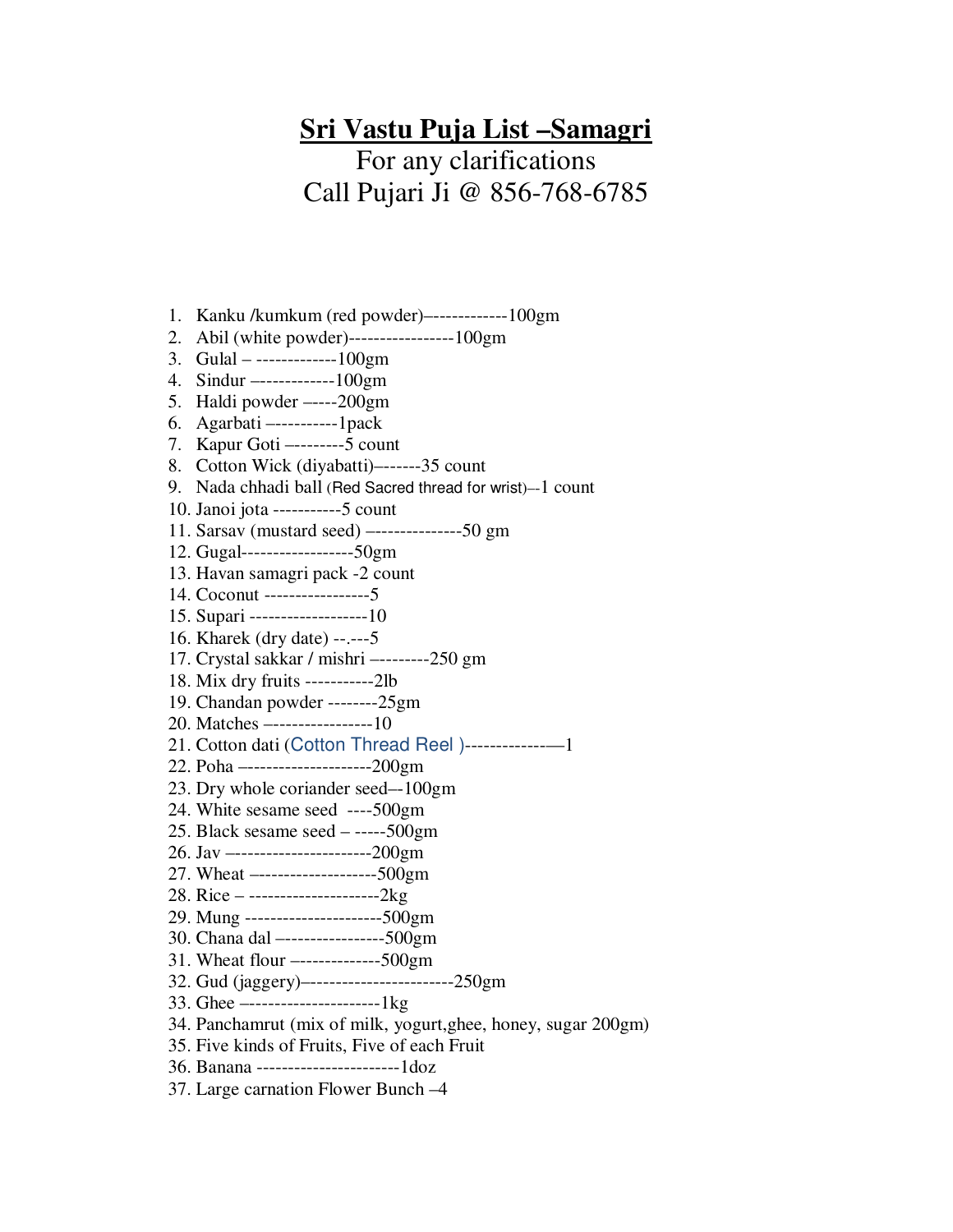# Sri Vastu Puja List –Samagri

For any clarifications
Call Pujari Ji @ 856-768-6785

1. Kanku /kumkum (red powder)–------------100gm
2. Abil (white powder)-----------------100gm
3. Gulal – -------------100gm
4. Sindur –------------100gm
5. Haldi powder –----200gm
6. Agarbati –----------1pack
7. Kapur Goti –--------5 count
8. Cotton Wick (diyabatti)–------35 count
9. Nada chhadi ball (Red Sacred thread for wrist)–-1 count
10. Janoi jota -----------5 count
11. Sarsav (mustard seed) –--------------50 gm
12. Gugal------------------50gm
13. Havan samagri pack -2 count
14. Coconut -----------------5
15. Supari -------------------10
16. Kharek (dry date) --.---5
17. Crystal sakkar / mishri –--------250 gm
18. Mix dry fruits -----------2lb
19. Chandan powder --------25gm
20. Matches –----------------10
21. Cotton dati (Cotton Thread Reel )--------------–1
22. Poha –--------------------200gm
23. Dry whole coriander seed–-100gm
24. White sesame seed ----500gm
25. Black sesame seed – -----500gm
26. Jav –----------------------200gm
27. Wheat –-------------------500gm
28. Rice – ---------------------2kg
29. Mung ----------------------500gm
30. Chana dal –----------------500gm
31. Wheat flour –-------------500gm
32. Gud (jaggery)–-----------------------250gm
33. Ghee –---------------------1kg
34. Panchamrut (mix of milk, yogurt,ghee, honey, sugar 200gm)
35. Five kinds of Fruits, Five of each Fruit
36. Banana ----------------------1doz
37. Large carnation Flower Bunch –4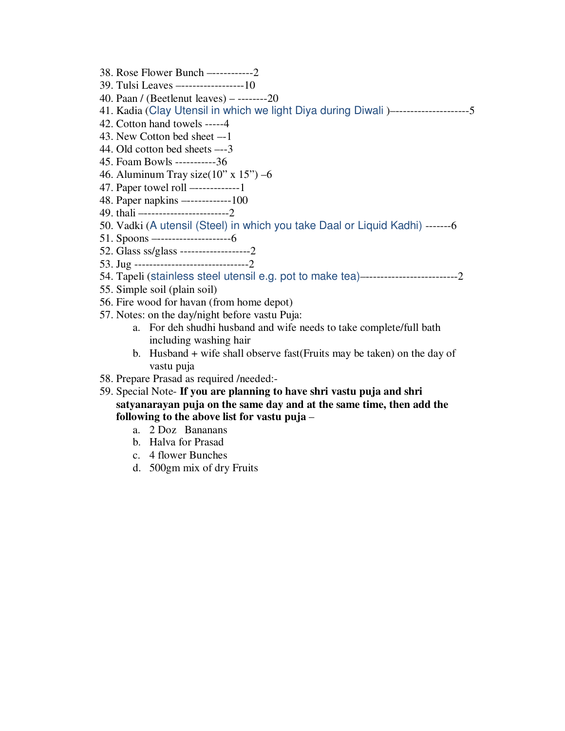38. Rose Flower Bunch ------------2
39. Tulsi Leaves ------------------10
40. Paan / (Beetlenut leaves) – --------20
41. Kadia (Clay Utensil in which we light Diya during Diwali )---------------------5
42. Cotton hand towels -----4
43. New Cotton bed sheet –-1
44. Old cotton bed sheets –--3
45. Foam Bowls -----------36
46. Aluminum Tray size(10" x 15") –6
47. Paper towel roll –------------1
48. Paper napkins –------------100
49. thali –-----------------------2
50. Vadki (A utensil (Steel) in which you take Daal or Liquid Kadhi) -------6
51. Spoons –--------------------6
52. Glass ss/glass -------------------2
53. Jug -------------------------------2
54. Tapeli (stainless steel utensil e.g. pot to make tea)–------------------------2
55. Simple soil (plain soil)
56. Fire wood for havan (from home depot)
57. Notes: on the day/night before vastu Puja:
    a. For deh shudhi husband and wife needs to take complete/full bath including washing hair
    b. Husband + wife shall observe fast(Fruits may be taken) on the day of vastu puja
58. Prepare Prasad as required /needed:-
59. Special Note- **If you are planning to have shri vastu puja and shri satyanarayan puja on the same day and at the same time, then add the following to the above list for vastu puja** –
    a. 2 Doz Bananans
    b. Halva for Prasad
    c. 4 flower Bunches
    d. 500gm mix of dry Fruits